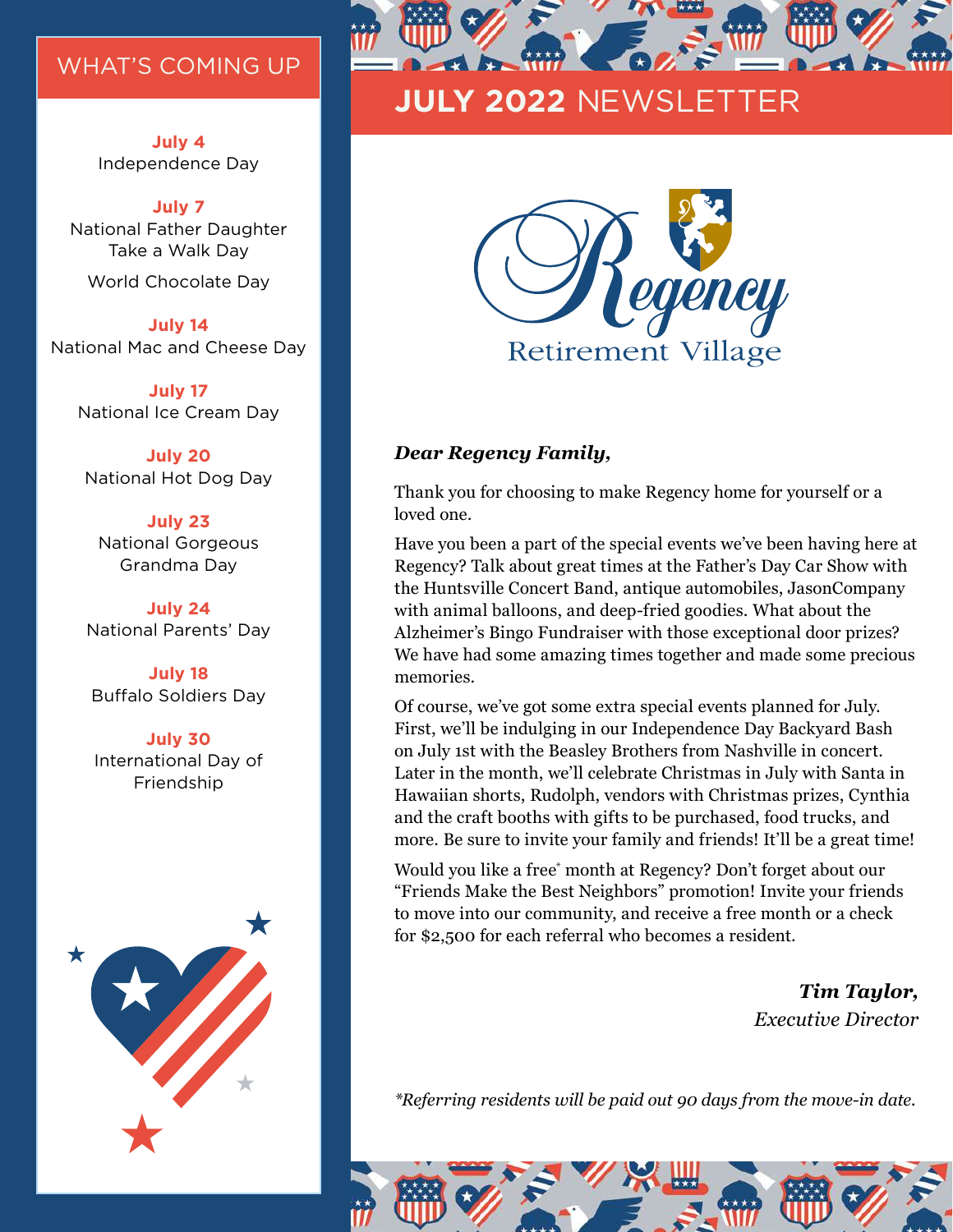# JULY 2022 NEWSLETTER

Regency Retirement Village

## WHAT'S COMING UP

**July 4**
Independence Day

**July 7**
National Father Daughter Take a Walk Day

World Chocolate Day

**July 14**
National Mac and Cheese Day

**July 17**
National Ice Cream Day

**July 20**
National Hot Dog Day

**July 23**
National Gorgeous Grandma Day

**July 24**
National Parents' Day

**July 18**
Buffalo Soldiers Day

**July 30**
International Day of Friendship

***Dear Regency Family,***

Thank you for choosing to make Regency home for yourself or a loved one.

Have you been a part of the special events we've been having here at Regency? Talk about great times at the Father's Day Car Show with the Huntsville Concert Band, antique automobiles, JasonCompany with animal balloons, and deep-fried goodies. What about the Alzheimer's Bingo Fundraiser with those exceptional door prizes? We have had some amazing times together and made some precious memories.

Of course, we've got some extra special events planned for July. First, we'll be indulging in our Independence Day Backyard Bash on July 1st with the Beasley Brothers from Nashville in concert. Later in the month, we'll celebrate Christmas in July with Santa in Hawaiian shorts, Rudolph, vendors with Christmas prizes, Cynthia and the craft booths with gifts to be purchased, food trucks, and more. Be sure to invite your family and friends! It'll be a great time!

Would you like a free* month at Regency? Don't forget about our "Friends Make the Best Neighbors" promotion! Invite your friends to move into our community, and receive a free month or a check for $2,500 for each referral who becomes a resident.

***Tim Taylor,***
*Executive Director*

*\*Referring residents will be paid out 90 days from the move-in date.*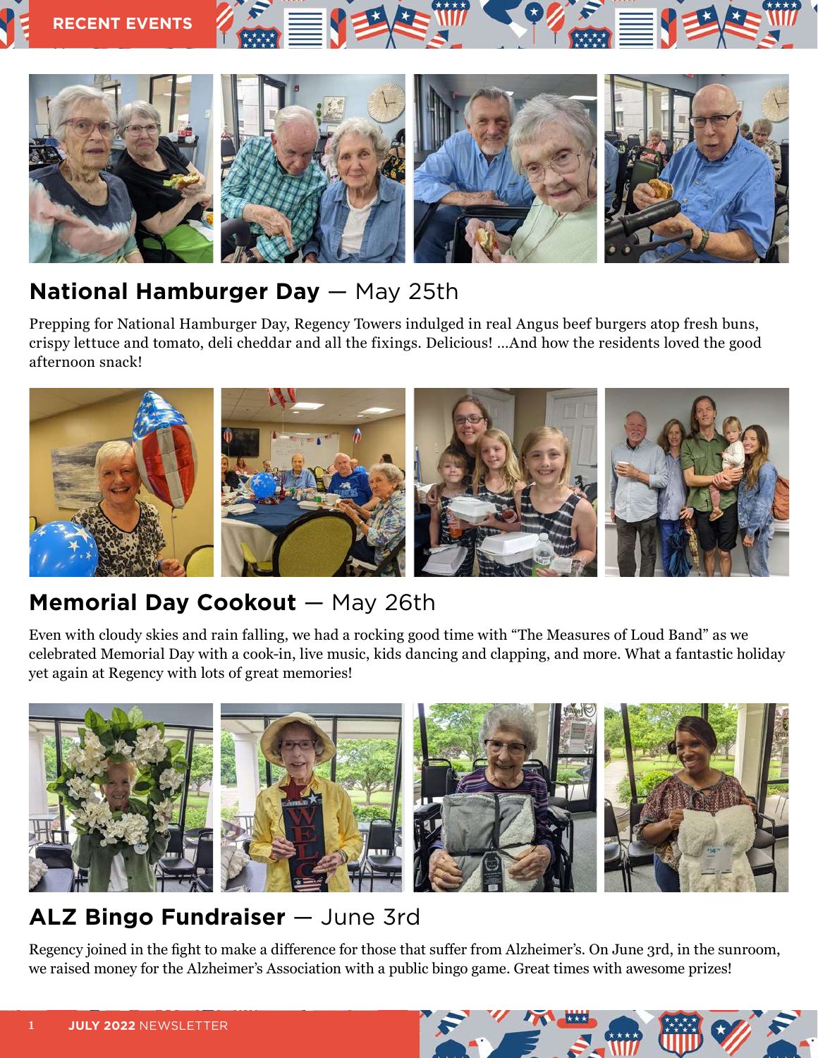RECENT EVENTS

## National Hamburger Day — May 25th

Prepping for National Hamburger Day, Regency Towers indulged in real Angus beef burgers atop fresh buns, crispy lettuce and tomato, deli cheddar and all the fixings. Delicious! ...And how the residents loved the good afternoon snack!

## Memorial Day Cookout — May 26th

Even with cloudy skies and rain falling, we had a rocking good time with "The Measures of Loud Band" as we celebrated Memorial Day with a cook-in, live music, kids dancing and clapping, and more. What a fantastic holiday yet again at Regency with lots of great memories!

## ALZ Bingo Fundraiser — June 3rd

Regency joined in the fight to make a difference for those that suffer from Alzheimer's. On June 3rd, in the sunroom, we raised money for the Alzheimer's Association with a public bingo game. Great times with awesome prizes!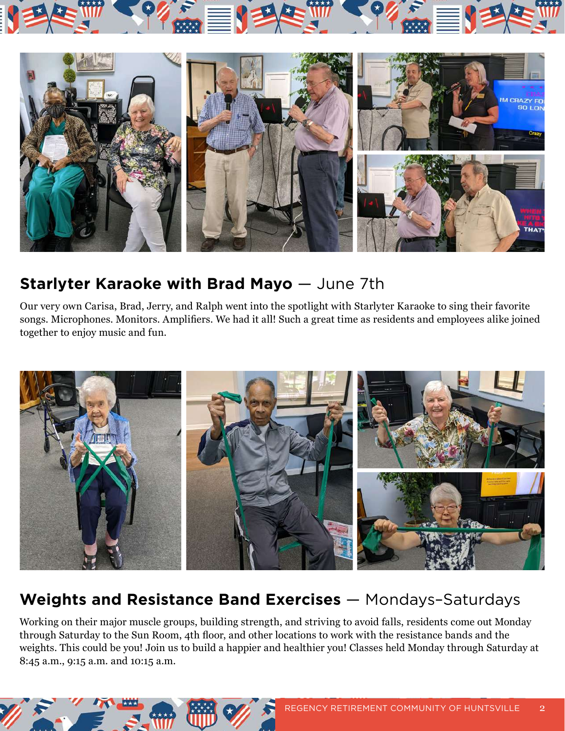## **Starlyter Karaoke with Brad Mayo** — June 7th

Our very own Carisa, Brad, Jerry, and Ralph went into the spotlight with Starlyter Karaoke to sing their favorite songs. Microphones. Monitors. Amplifiers. We had it all! Such a great time as residents and employees alike joined together to enjoy music and fun.

## **Weights and Resistance Band Exercises** — Mondays–Saturdays

Working on their major muscle groups, building strength, and striving to avoid falls, residents come out Monday through Saturday to the Sun Room, 4th floor, and other locations to work with the resistance bands and the weights. This could be you! Join us to build a happier and healthier you! Classes held Monday through Saturday at 8:45 a.m., 9:15 a.m. and 10:15 a.m.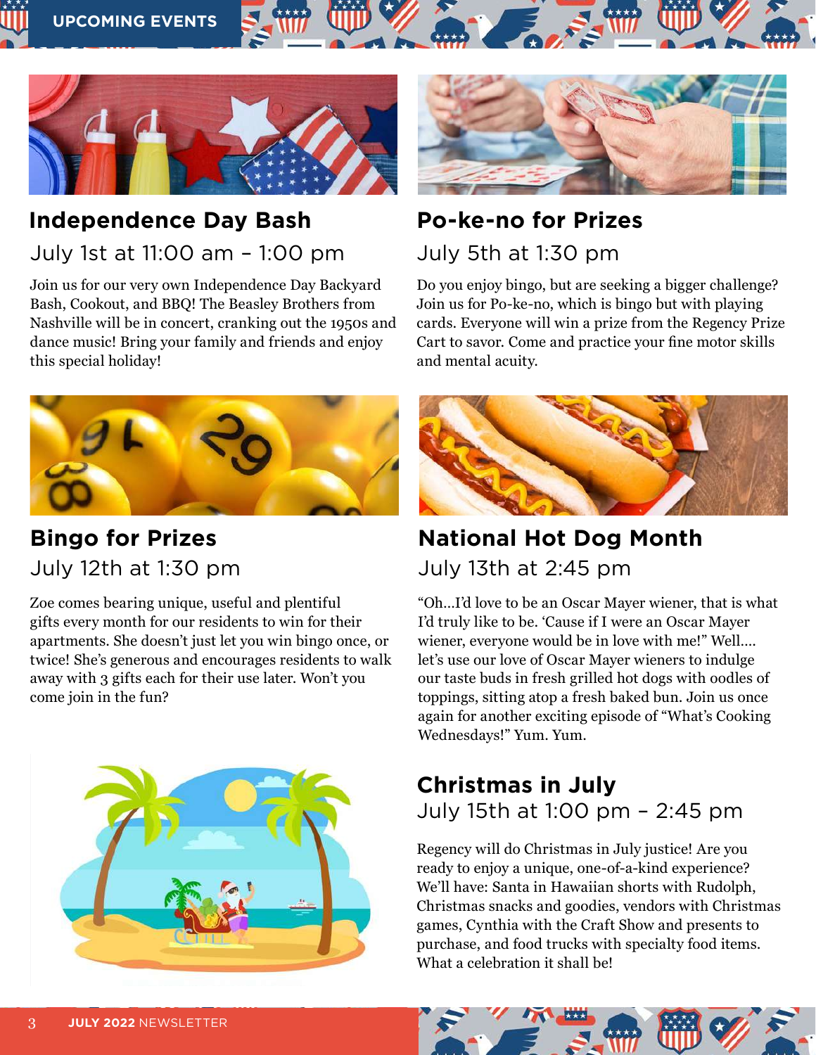# UPCOMING EVENTS

## Independence Day Bash

July 1st at 11:00 am – 1:00 pm

Join us for our very own Independence Day Backyard Bash, Cookout, and BBQ! The Beasley Brothers from Nashville will be in concert, cranking out the 1950s and dance music! Bring your family and friends and enjoy this special holiday!

## Po-ke-no for Prizes

July 5th at 1:30 pm

Do you enjoy bingo, but are seeking a bigger challenge? Join us for Po-ke-no, which is bingo but with playing cards. Everyone will win a prize from the Regency Prize Cart to savor. Come and practice your fine motor skills and mental acuity.

## Bingo for Prizes

July 12th at 1:30 pm

Zoe comes bearing unique, useful and plentiful gifts every month for our residents to win for their apartments. She doesn't just let you win bingo once, or twice! She's generous and encourages residents to walk away with 3 gifts each for their use later. Won't you come join in the fun?

## National Hot Dog Month

July 13th at 2:45 pm

"Oh...I'd love to be an Oscar Mayer wiener, that is what I'd truly like to be. 'Cause if I were an Oscar Mayer wiener, everyone would be in love with me!" Well.... let's use our love of Oscar Mayer wieners to indulge our taste buds in fresh grilled hot dogs with oodles of toppings, sitting atop a fresh baked bun. Join us once again for another exciting episode of "What's Cooking Wednesdays!" Yum. Yum.

## Christmas in July

July 15th at 1:00 pm – 2:45 pm

Regency will do Christmas in July justice! Are you ready to enjoy a unique, one-of-a-kind experience? We'll have: Santa in Hawaiian shorts with Rudolph, Christmas snacks and goodies, vendors with Christmas games, Cynthia with the Craft Show and presents to purchase, and food trucks with specialty food items. What a celebration it shall be!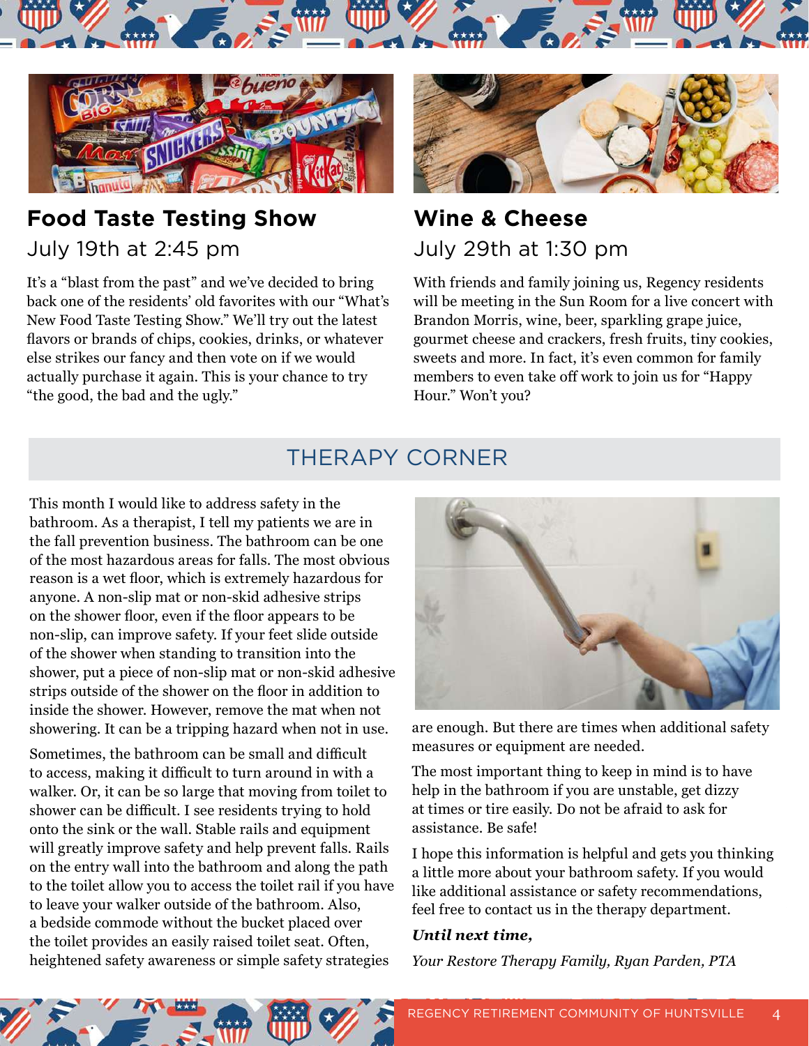## Food Taste Testing Show

July 19th at 2:45 pm

It's a "blast from the past" and we've decided to bring back one of the residents' old favorites with our "What's New Food Taste Testing Show." We'll try out the latest flavors or brands of chips, cookies, drinks, or whatever else strikes our fancy and then vote on if we would actually purchase it again. This is your chance to try "the good, the bad and the ugly."

## Wine & Cheese

July 29th at 1:30 pm

With friends and family joining us, Regency residents will be meeting in the Sun Room for a live concert with Brandon Morris, wine, beer, sparkling grape juice, gourmet cheese and crackers, fresh fruits, tiny cookies, sweets and more. In fact, it's even common for family members to even take off work to join us for "Happy Hour." Won't you?

## THERAPY CORNER

This month I would like to address safety in the bathroom. As a therapist, I tell my patients we are in the fall prevention business. The bathroom can be one of the most hazardous areas for falls. The most obvious reason is a wet floor, which is extremely hazardous for anyone. A non-slip mat or non-skid adhesive strips on the shower floor, even if the floor appears to be non-slip, can improve safety. If your feet slide outside of the shower when standing to transition into the shower, put a piece of non-slip mat or non-skid adhesive strips outside of the shower on the floor in addition to inside the shower. However, remove the mat when not showering. It can be a tripping hazard when not in use.

Sometimes, the bathroom can be small and difficult to access, making it difficult to turn around in with a walker. Or, it can be so large that moving from toilet to shower can be difficult. I see residents trying to hold onto the sink or the wall. Stable rails and equipment will greatly improve safety and help prevent falls. Rails on the entry wall into the bathroom and along the path to the toilet allow you to access the toilet rail if you have to leave your walker outside of the bathroom. Also, a bedside commode without the bucket placed over the toilet provides an easily raised toilet seat. Often, heightened safety awareness or simple safety strategies are enough. But there are times when additional safety measures or equipment are needed.

The most important thing to keep in mind is to have help in the bathroom if you are unstable, get dizzy at times or tire easily. Do not be afraid to ask for assistance. Be safe!

I hope this information is helpful and gets you thinking a little more about your bathroom safety. If you would like additional assistance or safety recommendations, feel free to contact us in the therapy department.

***Until next time,***

*Your Restore Therapy Family, Ryan Parden, PTA*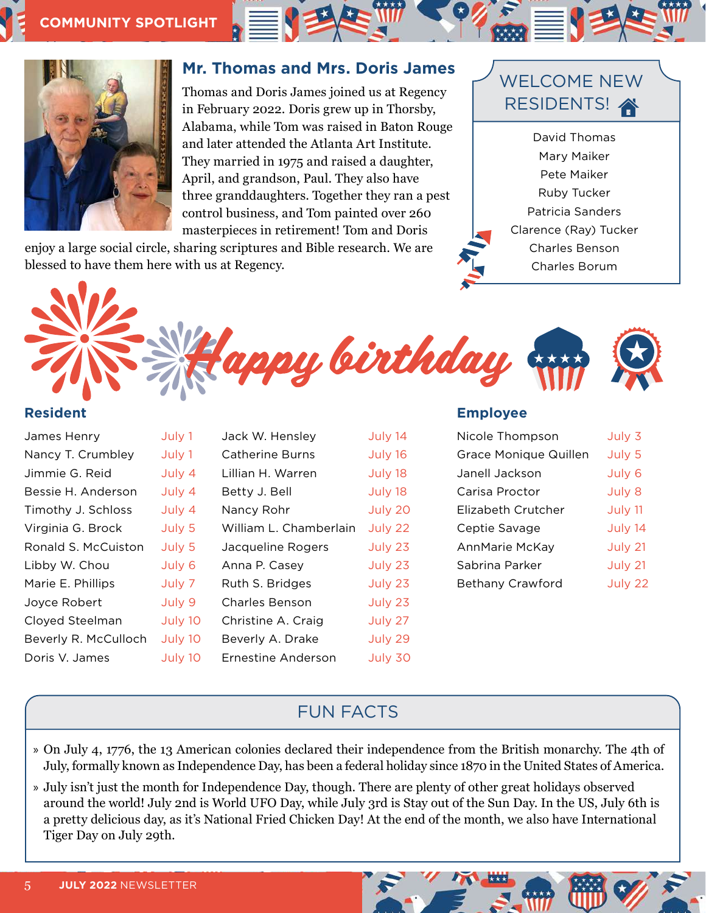## COMMUNITY SPOTLIGHT

### Mr. Thomas and Mrs. Doris James

Thomas and Doris James joined us at Regency in February 2022. Doris grew up in Thorsby, Alabama, while Tom was raised in Baton Rouge and later attended the Atlanta Art Institute. They married in 1975 and raised a daughter, April, and grandson, Paul. They also have three granddaughters. Together they ran a pest control business, and Tom painted over 260 masterpieces in retirement! Tom and Doris enjoy a large social circle, sharing scriptures and Bible research. We are blessed to have them here with us at Regency.

### WELCOME NEW RESIDENTS!

David Thomas
Mary Maiker
Pete Maiker
Ruby Tucker
Patricia Sanders
Clarence (Ray) Tucker
Charles Benson
Charles Borum

## Happy birthday

### Resident

| | |
|---|---|
| James Henry | July 1 |
| Nancy T. Crumbley | July 1 |
| Jimmie G. Reid | July 4 |
| Bessie H. Anderson | July 4 |
| Timothy J. Schloss | July 4 |
| Virginia G. Brock | July 5 |
| Ronald S. McCuiston | July 5 |
| Libby W. Chou | July 6 |
| Marie E. Phillips | July 7 |
| Joyce Robert | July 9 |
| Cloyed Steelman | July 10 |
| Beverly R. McCulloch | July 10 |
| Doris V. James | July 10 |
| Jack W. Hensley | July 14 |
| Catherine Burns | July 16 |
| Lillian H. Warren | July 18 |
| Betty J. Bell | July 18 |
| Nancy Rohr | July 20 |
| William L. Chamberlain | July 22 |
| Jacqueline Rogers | July 23 |
| Anna P. Casey | July 23 |
| Ruth S. Bridges | July 23 |
| Charles Benson | July 23 |
| Christine A. Craig | July 27 |
| Beverly A. Drake | July 29 |
| Ernestine Anderson | July 30 |

### Employee

| | |
|---|---|
| Nicole Thompson | July 3 |
| Grace Monique Quillen | July 5 |
| Janell Jackson | July 6 |
| Carisa Proctor | July 8 |
| Elizabeth Crutcher | July 11 |
| Ceptie Savage | July 14 |
| AnnMarie McKay | July 21 |
| Sabrina Parker | July 21 |
| Bethany Crawford | July 22 |

## FUN FACTS

- On July 4, 1776, the 13 American colonies declared their independence from the British monarchy. The 4th of July, formally known as Independence Day, has been a federal holiday since 1870 in the United States of America.
- July isn't just the month for Independence Day, though. There are plenty of other great holidays observed around the world! July 2nd is World UFO Day, while July 3rd is Stay out of the Sun Day. In the US, July 6th is a pretty delicious day, as it's National Fried Chicken Day! At the end of the month, we also have International Tiger Day on July 29th.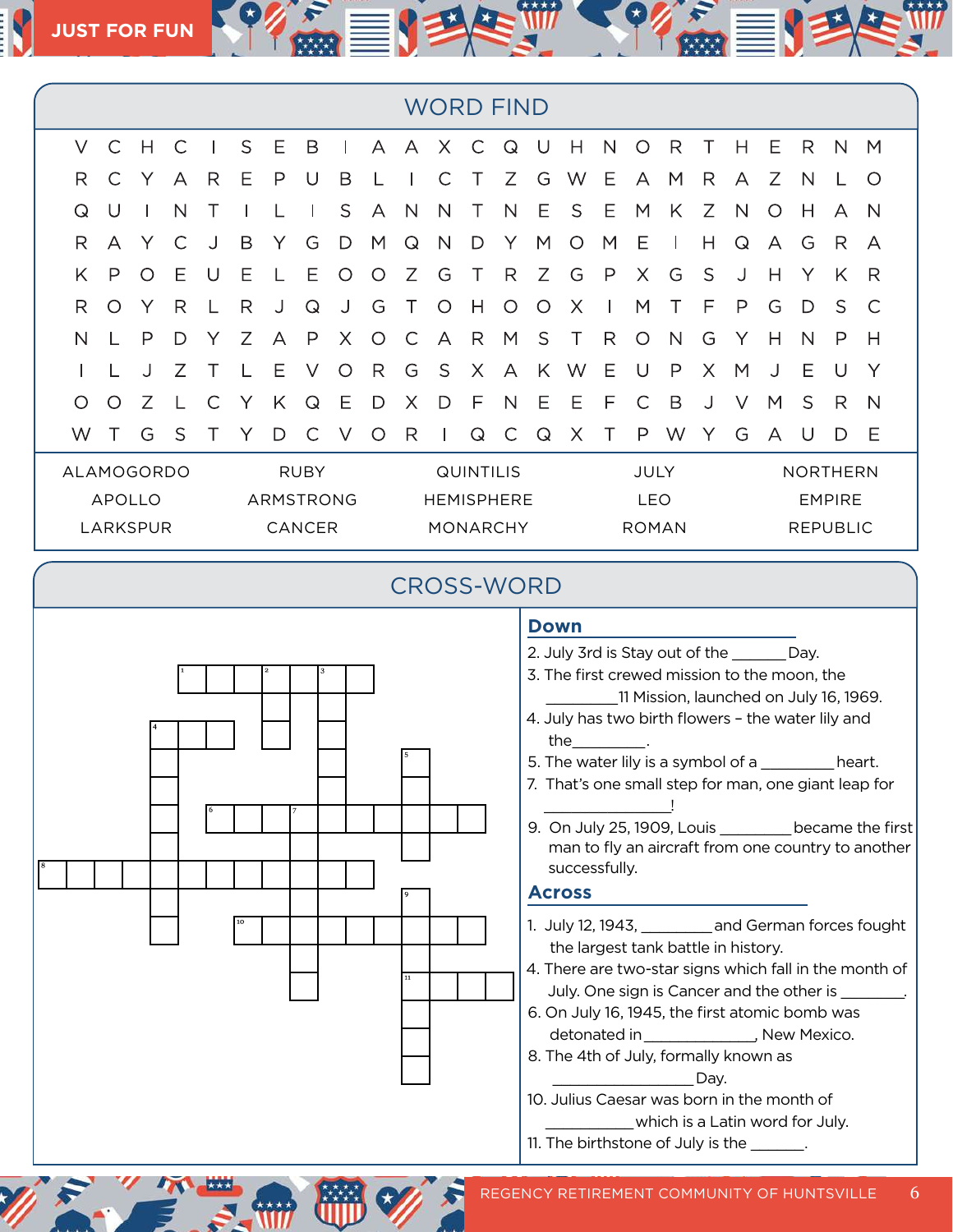JUST FOR FUN

## WORD FIND

```
V C H C I S E B I A A X C Q U H N O R T H E R N M
R C Y A R E P U B L I C T Z G W E A M R A Z N L O
Q U I N T I L I S A N N T N E S E M K Z N O H A N
R A Y C J B Y G D M Q N D Y M O M E I H Q A G R A
K P O E U E L E O O Z G T R Z G P X G S J H Y K R
R O Y R L R J Q J G T O H O O X I M T F P G D S C
N L P D Y Z A P X O C A R M S T R O N G Y H N P H
I L J Z T L E V O R G S X A K W E U P X M J E U Y
O O Z L C Y K Q E D X D F N E E F C B J V M S R N
W T G S T Y D C V O R I Q C Q X T P W Y G A U D E
```

| | | | | |
|---|---|---|---|---|
| ALAMOGORDO | RUBY | QUINTILIS | JULY | NORTHERN |
| APOLLO | ARMSTRONG | HEMISPHERE | LEO | EMPIRE |
| LARKSPUR | CANCER | MONARCHY | ROMAN | REPUBLIC |

## CROSS-WORD

### Down

2. July 3rd is Stay out of the _______ Day.
3. The first crewed mission to the moon, the _________11 Mission, launched on July 16, 1969.
4. July has two birth flowers – the water lily and the_________.
5. The water lily is a symbol of a _________ heart.
7. That's one small step for man, one giant leap for ________________!
9. On July 25, 1909, Louis _________ became the first man to fly an aircraft from one country to another successfully.

### Across

1. July 12, 1943, _________ and German forces fought the largest tank battle in history.
4. There are two-star signs which fall in the month of July. One sign is Cancer and the other is ________.
6. On July 16, 1945, the first atomic bomb was detonated in______________, New Mexico.
8. The 4th of July, formally known as _________________ Day.
10. Julius Caesar was born in the month of ___________ which is a Latin word for July.
11. The birthstone of July is the _______.

REGENCY RETIREMENT COMMUNITY OF HUNTSVILLE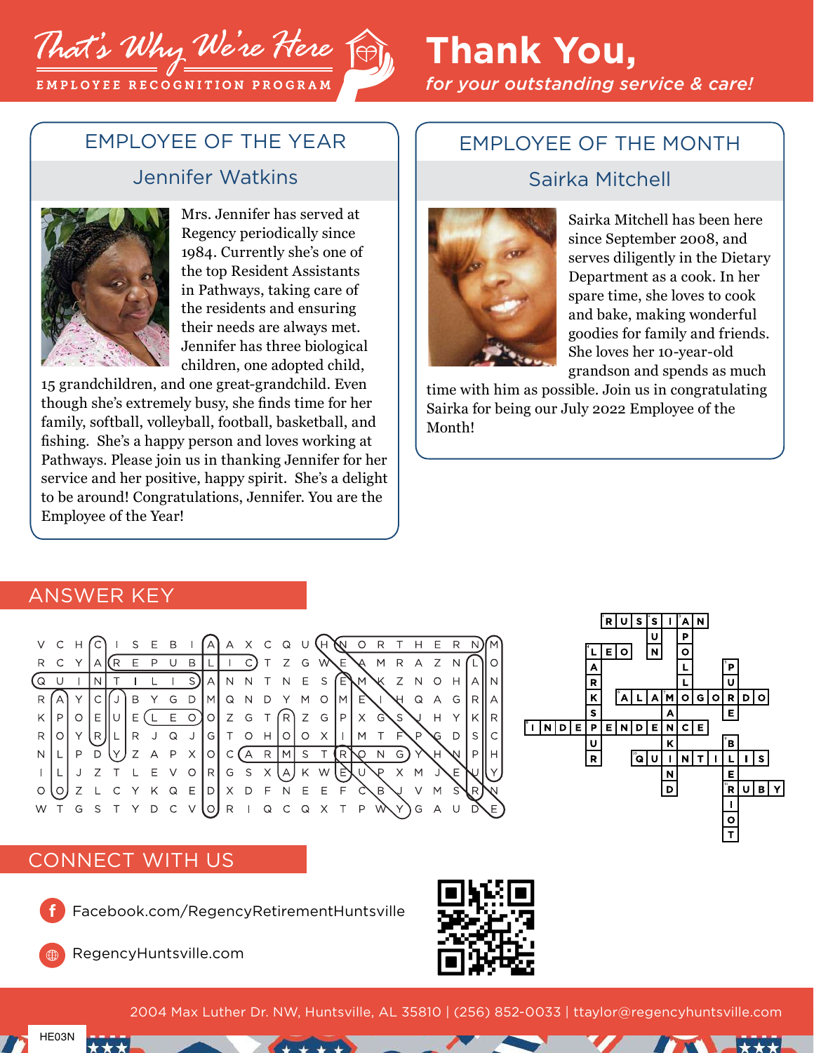That's Why We're Here

EMPLOYEE RECOGNITION PROGRAM

# Thank You,

*for your outstanding service & care!*

## EMPLOYEE OF THE YEAR

### Jennifer Watkins

Mrs. Jennifer has served at Regency periodically since 1984. Currently she's one of the top Resident Assistants in Pathways, taking care of the residents and ensuring their needs are always met. Jennifer has three biological children, one adopted child, 15 grandchildren, and one great-grandchild. Even though she's extremely busy, she finds time for her family, softball, volleyball, football, basketball, and fishing. She's a happy person and loves working at Pathways. Please join us in thanking Jennifer for her service and her positive, happy spirit. She's a delight to be around! Congratulations, Jennifer. You are the Employee of the Year!

## EMPLOYEE OF THE MONTH

### Sairka Mitchell

Sairka Mitchell has been here since September 2008, and serves diligently in the Dietary Department as a cook. In her spare time, she loves to cook and bake, making wonderful goodies for family and friends. She loves her 10-year-old grandson and spends as much time with him as possible. Join us in congratulating Sairka for being our July 2022 Employee of the Month!

## ANSWER KEY

```
V C H C I S E B I A X C Q U H N O R T H E R N M
R C Y A R E P U B L I C T Z G W E A M R A Z N L O
Q U I N T I L I S A N N T N E S E M K Z N O H A N
R A Y C J B Y G D M Q N D Y M O M E I H Q A G R A
K P O E U E L E O O Z G T R Z G P X G S J H Y K R
R O Y R L R J Q J G T O H O O X I M T F P G D S C
N L P D Y Z A P X O C A R M S T R O N G Y H N P H
I L J Z T L E V O R G S X A K W E U P X M J E U Y
O O Z L C Y K Q E D X D F N E E F C B J V M S R N
W T G S T Y D C V O R I Q C Q X T P W Y G A U D E
```

Crossword answers: RUSSIAN, SUN, APOLLO, LEO, LARKSPUR, ALAMOGORDO, PURE, INDEPENDENCE, MARKIND, QUINTILIS, BLERIOT, RUBY

## CONNECT WITH US

Facebook.com/RegencyRetirementHuntsville

RegencyHuntsville.com

2004 Max Luther Dr. NW, Huntsville, AL 35810 | (256) 852-0033 | ttaylor@regencyhuntsville.com

HE03N